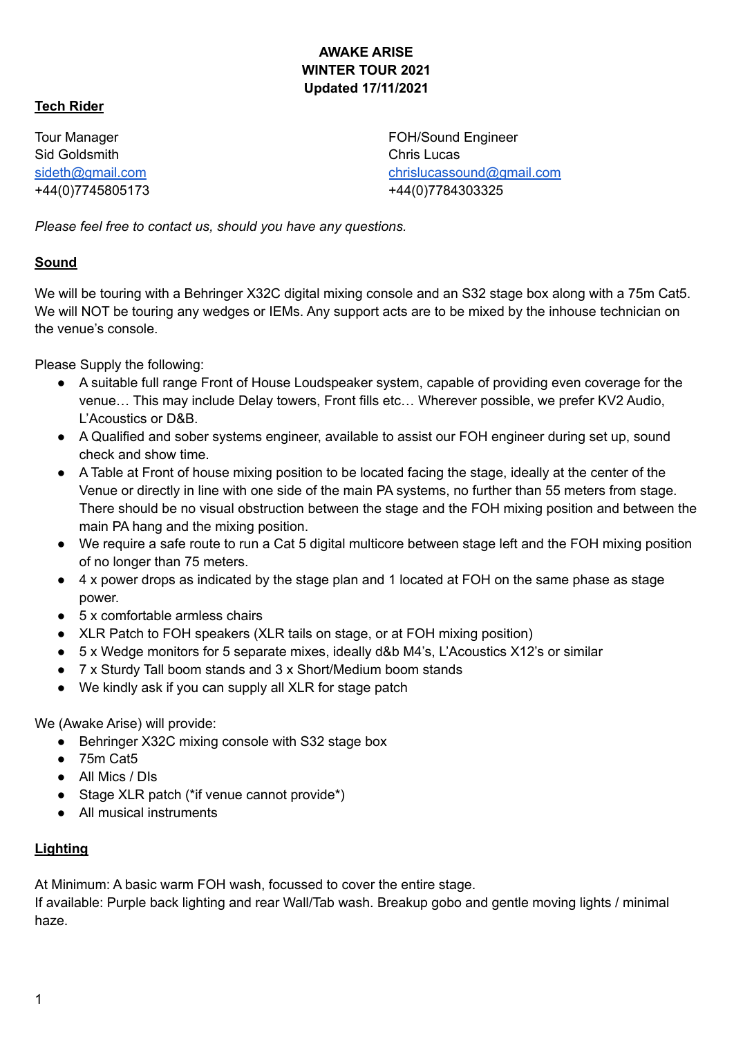**AWAKE ARISE**
**WINTER TOUR 2021**
**Updated 17/11/2021**

## Tech Rider

Tour Manager
Sid Goldsmith
sideth@gmail.com
+44(0)7745805173

FOH/Sound Engineer
Chris Lucas
chrislucassound@gmail.com
+44(0)7784303325

*Please feel free to contact us, should you have any questions.*

## Sound

We will be touring with a Behringer X32C digital mixing console and an S32 stage box along with a 75m Cat5. We will NOT be touring any wedges or IEMs. Any support acts are to be mixed by the inhouse technician on the venue's console.

Please Supply the following:

- A suitable full range Front of House Loudspeaker system, capable of providing even coverage for the venue… This may include Delay towers, Front fills etc… Wherever possible, we prefer KV2 Audio, L'Acoustics or D&B.
- A Qualified and sober systems engineer, available to assist our FOH engineer during set up, sound check and show time.
- A Table at Front of house mixing position to be located facing the stage, ideally at the center of the Venue or directly in line with one side of the main PA systems, no further than 55 meters from stage. There should be no visual obstruction between the stage and the FOH mixing position and between the main PA hang and the mixing position.
- We require a safe route to run a Cat 5 digital multicore between stage left and the FOH mixing position of no longer than 75 meters.
- 4 x power drops as indicated by the stage plan and 1 located at FOH on the same phase as stage power.
- 5 x comfortable armless chairs
- XLR Patch to FOH speakers (XLR tails on stage, or at FOH mixing position)
- 5 x Wedge monitors for 5 separate mixes, ideally d&b M4's, L'Acoustics X12's or similar
- 7 x Sturdy Tall boom stands and 3 x Short/Medium boom stands
- We kindly ask if you can supply all XLR for stage patch

We (Awake Arise) will provide:

- Behringer X32C mixing console with S32 stage box
- 75m Cat5
- All Mics / DIs
- Stage XLR patch (*if venue cannot provide*)
- All musical instruments

## Lighting

At Minimum: A basic warm FOH wash, focussed to cover the entire stage.
If available: Purple back lighting and rear Wall/Tab wash. Breakup gobo and gentle moving lights / minimal haze.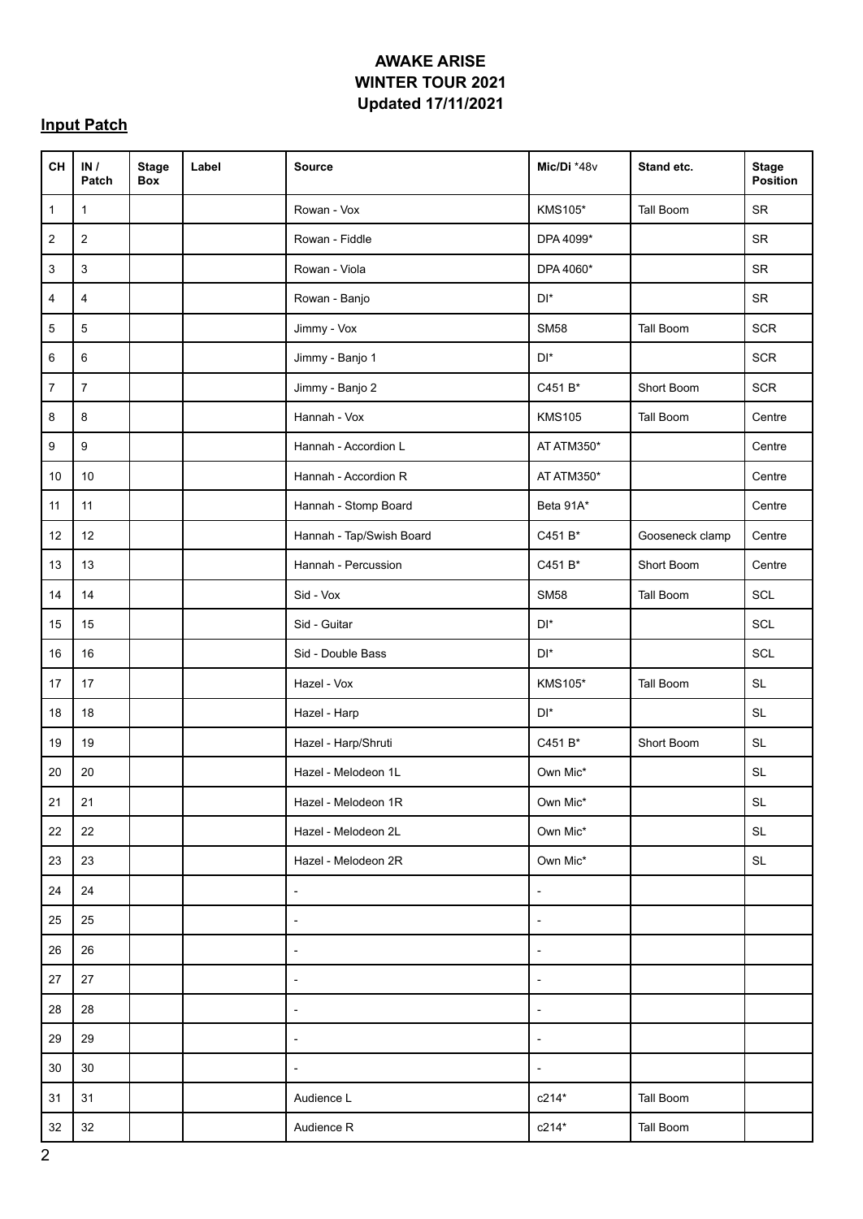**AWAKE ARISE**
**WINTER TOUR 2021**
**Updated 17/11/2021**

## Input Patch

| CH | IN / Patch | Stage Box | Label | Source | Mic/Di *48v | Stand etc. | Stage Position |
|---|---|---|---|---|---|---|---|
| 1 | 1 | | | Rowan - Vox | KMS105* | Tall Boom | SR |
| 2 | 2 | | | Rowan - Fiddle | DPA 4099* | | SR |
| 3 | 3 | | | Rowan - Viola | DPA 4060* | | SR |
| 4 | 4 | | | Rowan - Banjo | DI* | | SR |
| 5 | 5 | | | Jimmy - Vox | SM58 | Tall Boom | SCR |
| 6 | 6 | | | Jimmy - Banjo 1 | DI* | | SCR |
| 7 | 7 | | | Jimmy - Banjo 2 | C451 B* | Short Boom | SCR |
| 8 | 8 | | | Hannah - Vox | KMS105 | Tall Boom | Centre |
| 9 | 9 | | | Hannah - Accordion L | AT ATM350* | | Centre |
| 10 | 10 | | | Hannah - Accordion R | AT ATM350* | | Centre |
| 11 | 11 | | | Hannah - Stomp Board | Beta 91A* | | Centre |
| 12 | 12 | | | Hannah - Tap/Swish Board | C451 B* | Gooseneck clamp | Centre |
| 13 | 13 | | | Hannah - Percussion | C451 B* | Short Boom | Centre |
| 14 | 14 | | | Sid - Vox | SM58 | Tall Boom | SCL |
| 15 | 15 | | | Sid - Guitar | DI* | | SCL |
| 16 | 16 | | | Sid - Double Bass | DI* | | SCL |
| 17 | 17 | | | Hazel - Vox | KMS105* | Tall Boom | SL |
| 18 | 18 | | | Hazel - Harp | DI* | | SL |
| 19 | 19 | | | Hazel - Harp/Shruti | C451 B* | Short Boom | SL |
| 20 | 20 | | | Hazel - Melodeon 1L | Own Mic* | | SL |
| 21 | 21 | | | Hazel - Melodeon 1R | Own Mic* | | SL |
| 22 | 22 | | | Hazel - Melodeon 2L | Own Mic* | | SL |
| 23 | 23 | | | Hazel - Melodeon 2R | Own Mic* | | SL |
| 24 | 24 | | | - | - | | |
| 25 | 25 | | | - | - | | |
| 26 | 26 | | | - | - | | |
| 27 | 27 | | | - | - | | |
| 28 | 28 | | | - | - | | |
| 29 | 29 | | | - | - | | |
| 30 | 30 | | | - | - | | |
| 31 | 31 | | | Audience L | c214* | Tall Boom | |
| 32 | 32 | | | Audience R | c214* | Tall Boom | |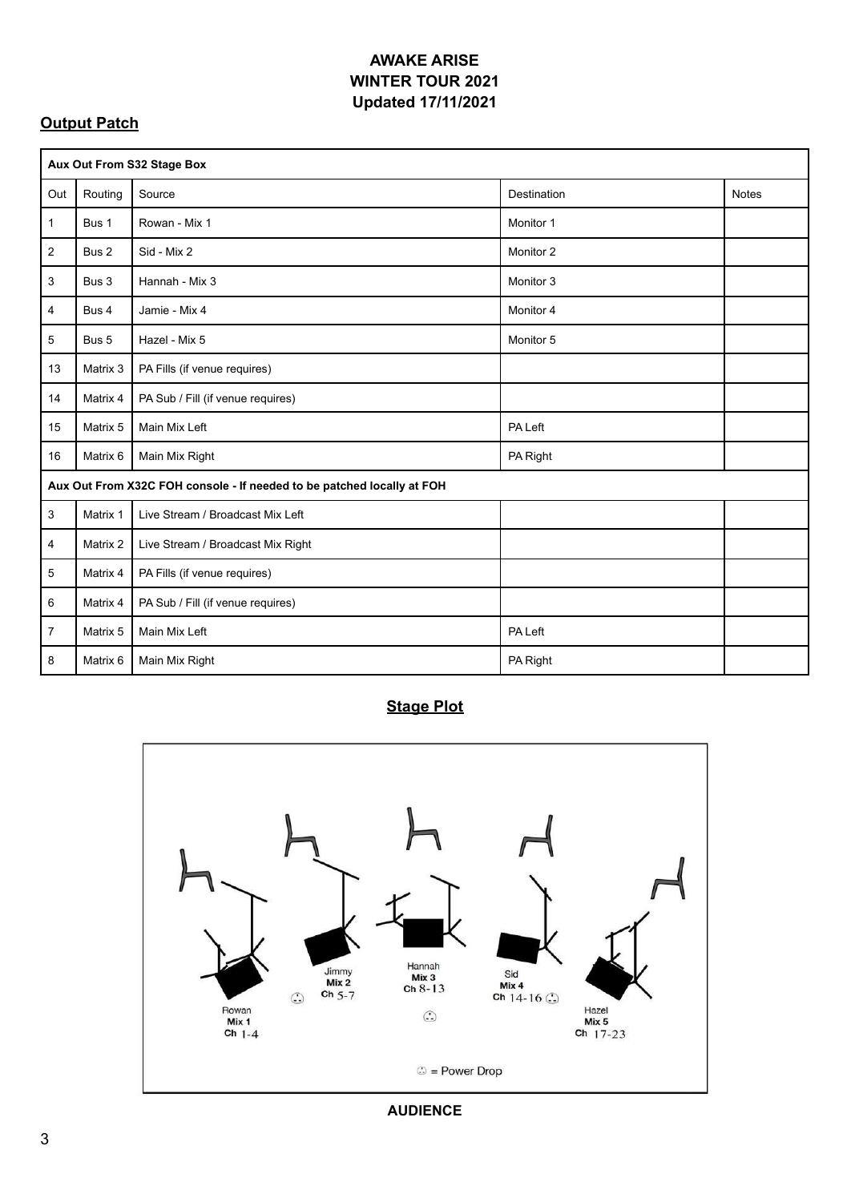# AWAKE ARISE
# WINTER TOUR 2021
# Updated 17/11/2021

## Output Patch

| Out | Routing | Source | Destination | Notes |
|---|---|---|---|---|
| **Aux Out From S32 Stage Box** | | | | |
| 1 | Bus 1 | Rowan - Mix 1 | Monitor 1 | |
| 2 | Bus 2 | Sid - Mix 2 | Monitor 2 | |
| 3 | Bus 3 | Hannah - Mix 3 | Monitor 3 | |
| 4 | Bus 4 | Jamie - Mix 4 | Monitor 4 | |
| 5 | Bus 5 | Hazel - Mix 5 | Monitor 5 | |
| 13 | Matrix 3 | PA Fills (if venue requires) | | |
| 14 | Matrix 4 | PA Sub / Fill (if venue requires) | | |
| 15 | Matrix 5 | Main Mix Left | PA Left | |
| 16 | Matrix 6 | Main Mix Right | PA Right | |
| **Aux Out From X32C FOH console - If needed to be patched locally at FOH** | | | | |
| 3 | Matrix 1 | Live Stream / Broadcast Mix Left | | |
| 4 | Matrix 2 | Live Stream / Broadcast Mix Right | | |
| 5 | Matrix 4 | PA Fills (if venue requires) | | |
| 6 | Matrix 4 | PA Sub / Fill (if venue requires) | | |
| 7 | Matrix 5 | Main Mix Left | PA Left | |
| 8 | Matrix 6 | Main Mix Right | PA Right | |

## Stage Plot

Rowan
Mix 1
Ch 1-4

Jimmy
Mix 2
Ch 5-7

Hannah
Mix 3
Ch 8-13

Sid
Mix 4
Ch 14-16

Hazel
Mix 5
Ch 17-23

= Power Drop

**AUDIENCE**